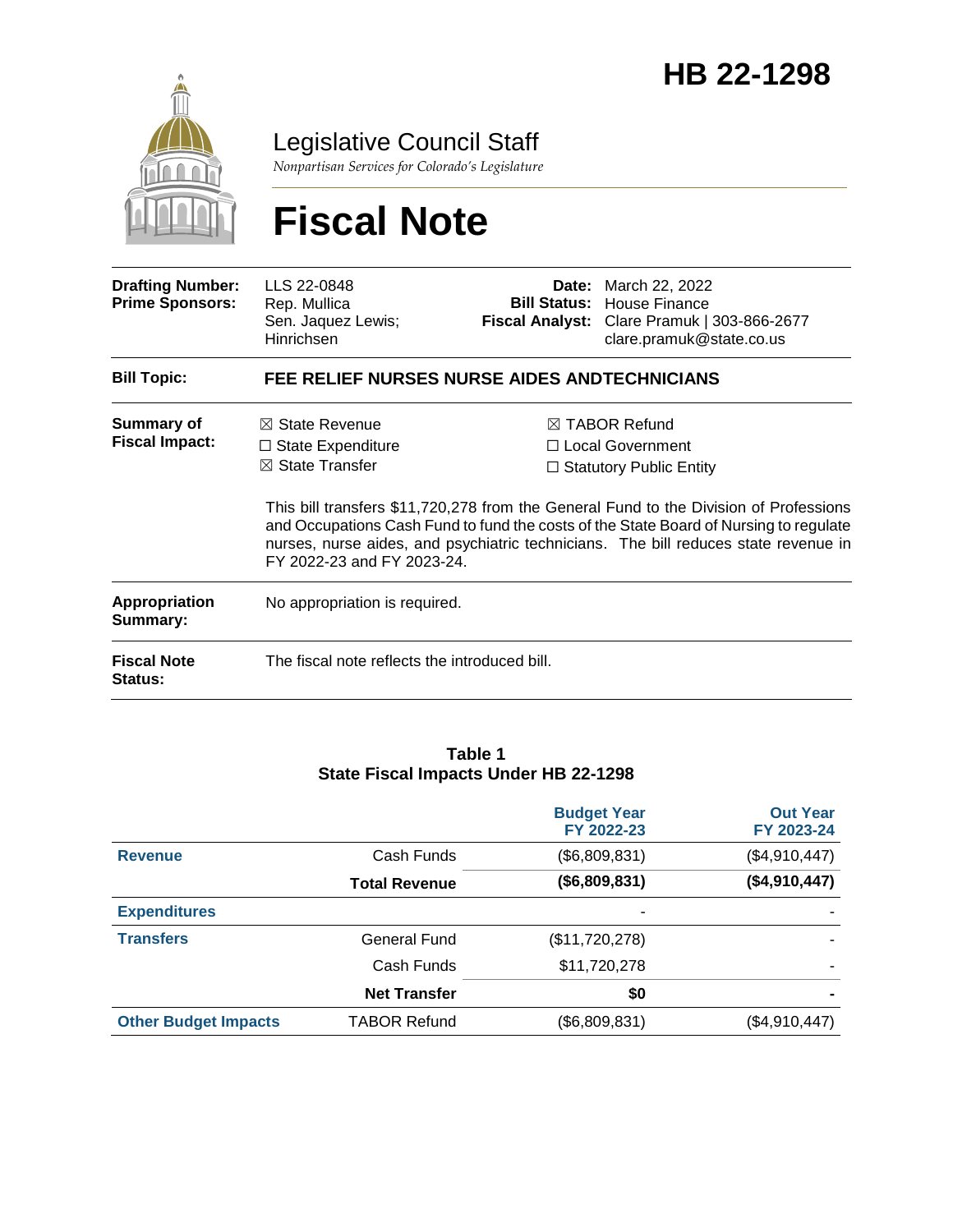# HB 22-1298

## Legislative Council Staff

*Nonpartisan Services for Colorado's Legislature*

# Fiscal Note

| | | | |
|---|---|---|---|
| **Drafting Number:** | LLS 22-0848 | **Date:** | March 22, 2022 |
| **Prime Sponsors:** | Rep. Mullica<br>Sen. Jaquez Lewis; Hinrichsen | **Bill Status:** | House Finance |
| | | **Fiscal Analyst:** | Clare Pramuk \| 303-866-2677<br>clare.pramuk@state.co.us |

| | |
|---|---|
| **Bill Topic:** | **FEE RELIEF NURSES NURSE AIDES ANDTECHNICIANS** |
| **Summary of Fiscal Impact:** | ☒ State Revenue<br>☐ State Expenditure<br>☒ State Transfer<br>☒ TABOR Refund<br>☐ Local Government<br>☐ Statutory Public Entity<br><br>This bill transfers $11,720,278 from the General Fund to the Division of Professions and Occupations Cash Fund to fund the costs of the State Board of Nursing to regulate nurses, nurse aides, and psychiatric technicians. The bill reduces state revenue in FY 2022-23 and FY 2023-24. |
| **Appropriation Summary:** | No appropriation is required. |
| **Fiscal Note Status:** | The fiscal note reflects the introduced bill. |

**Table 1**
**State Fiscal Impacts Under HB 22-1298**

| | | Budget Year FY 2022-23 | Out Year FY 2023-24 |
|---|---|---|---|
| **Revenue** | Cash Funds | ($6,809,831) | ($4,910,447) |
| | **Total Revenue** | **($6,809,831)** | **($4,910,447)** |
| **Expenditures** | | - | - |
| **Transfers** | General Fund | ($11,720,278) | - |
| | Cash Funds | $11,720,278 | - |
| | **Net Transfer** | **$0** | **-** |
| **Other Budget Impacts** | TABOR Refund | ($6,809,831) | ($4,910,447) |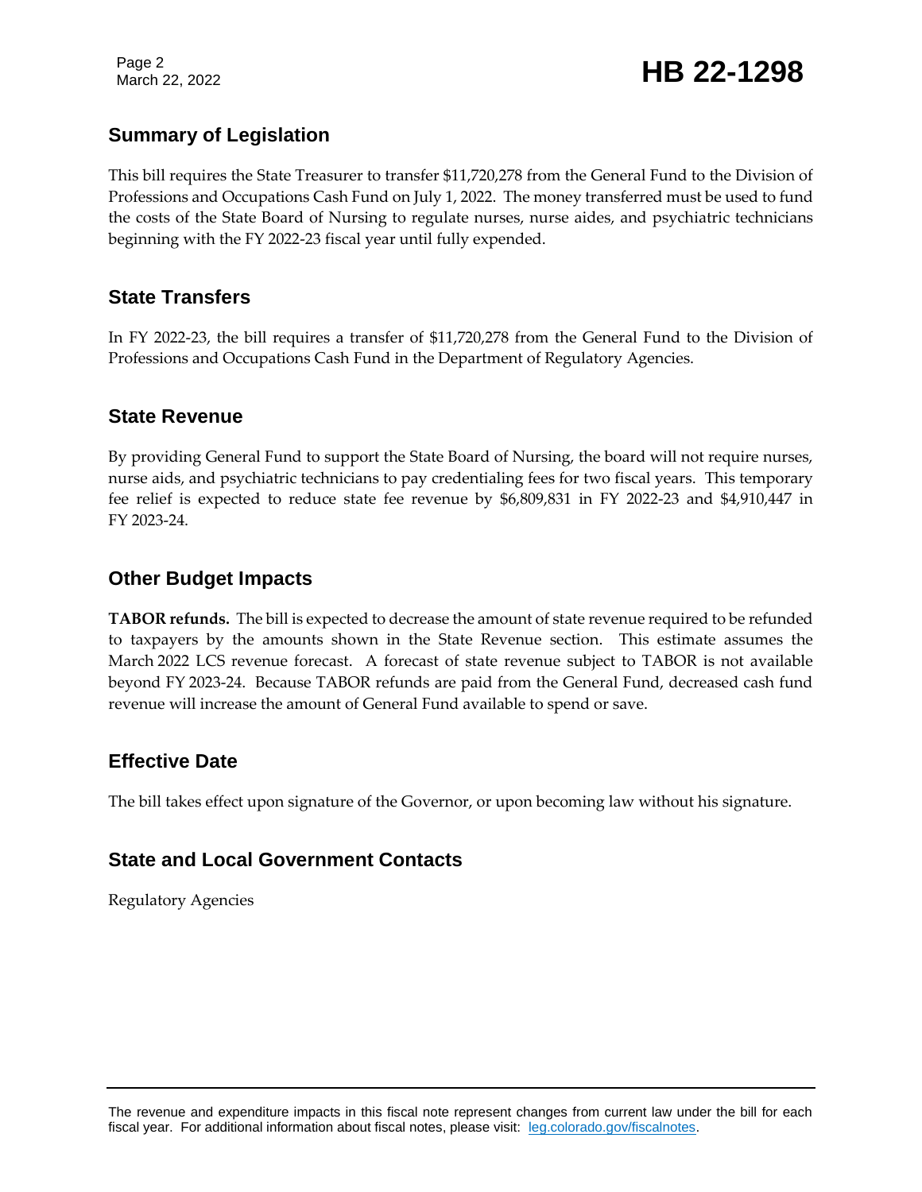## Summary of Legislation

This bill requires the State Treasurer to transfer $11,720,278 from the General Fund to the Division of Professions and Occupations Cash Fund on July 1, 2022. The money transferred must be used to fund the costs of the State Board of Nursing to regulate nurses, nurse aides, and psychiatric technicians beginning with the FY 2022-23 fiscal year until fully expended.

## State Transfers

In FY 2022-23, the bill requires a transfer of $11,720,278 from the General Fund to the Division of Professions and Occupations Cash Fund in the Department of Regulatory Agencies.

## State Revenue

By providing General Fund to support the State Board of Nursing, the board will not require nurses, nurse aids, and psychiatric technicians to pay credentialing fees for two fiscal years. This temporary fee relief is expected to reduce state fee revenue by $6,809,831 in FY 2022-23 and $4,910,447 in FY 2023-24.

## Other Budget Impacts

**TABOR refunds.** The bill is expected to decrease the amount of state revenue required to be refunded to taxpayers by the amounts shown in the State Revenue section. This estimate assumes the March 2022 LCS revenue forecast. A forecast of state revenue subject to TABOR is not available beyond FY 2023-24. Because TABOR refunds are paid from the General Fund, decreased cash fund revenue will increase the amount of General Fund available to spend or save.

## Effective Date

The bill takes effect upon signature of the Governor, or upon becoming law without his signature.

## State and Local Government Contacts

Regulatory Agencies

The revenue and expenditure impacts in this fiscal note represent changes from current law under the bill for each fiscal year. For additional information about fiscal notes, please visit: leg.colorado.gov/fiscalnotes.